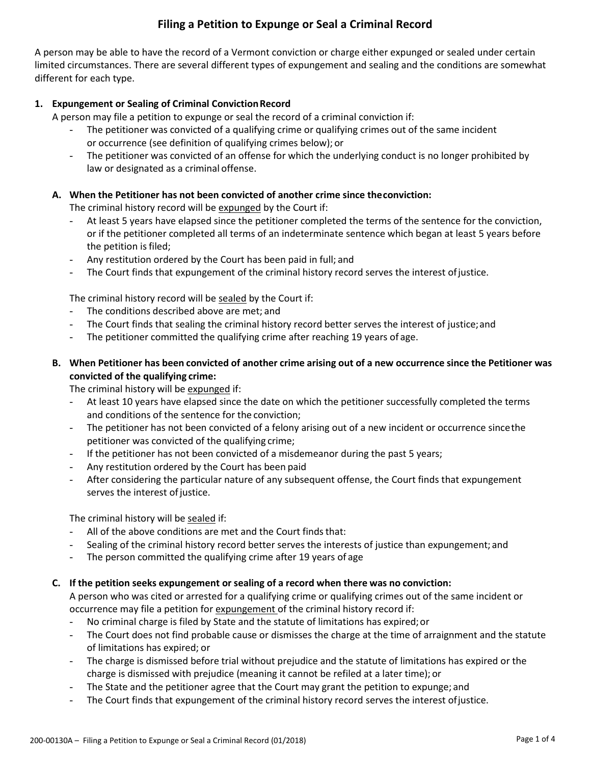# Filing a Petition to Expunge or Seal a Criminal Record

A person may be able to have the record of a Vermont conviction or charge either expunged or sealed under certain limited circumstances. There are several different types of expungement and sealing and the conditions are somewhat different for each type.

## 1. Expungement or Sealing of Criminal Conviction Record

A person may file a petition to expunge or seal the record of a criminal conviction if:

- The petitioner was convicted of a qualifying crime or qualifying crimes out of the same incident or occurrence (see definition of qualifying crimes below); or
- The petitioner was convicted of an offense for which the underlying conduct is no longer prohibited by law or designated as a criminal offense.

### A. When the Petitioner has not been convicted of another crime since the conviction:

The criminal history record will be expunged by the Court if:

- At least 5 years have elapsed since the petitioner completed the terms of the sentence for the conviction, or if the petitioner completed all terms of an indeterminate sentence which began at least 5 years before the petition is filed;
- Any restitution ordered by the Court has been paid in full; and
- The Court finds that expungement of the criminal history record serves the interest of justice.

The criminal history record will be sealed by the Court if:

- The conditions described above are met; and
- The Court finds that sealing the criminal history record better serves the interest of justice; and
- The petitioner committed the qualifying crime after reaching 19 years of age.

### B. When Petitioner has been convicted of another crime arising out of a new occurrence since the Petitioner was convicted of the qualifying crime:

The criminal history will be expunged if:

- At least 10 years have elapsed since the date on which the petitioner successfully completed the terms and conditions of the sentence for the conviction;
- The petitioner has not been convicted of a felony arising out of a new incident or occurrence since the petitioner was convicted of the qualifying crime;
- If the petitioner has not been convicted of a misdemeanor during the past 5 years;
- Any restitution ordered by the Court has been paid
- After considering the particular nature of any subsequent offense, the Court finds that expungement serves the interest of justice.

The criminal history will be sealed if:

- All of the above conditions are met and the Court finds that:
- Sealing of the criminal history record better serves the interests of justice than expungement; and
- The person committed the qualifying crime after 19 years of age

### C. If the petition seeks expungement or sealing of a record when there was no conviction:

A person who was cited or arrested for a qualifying crime or qualifying crimes out of the same incident or occurrence may file a petition for expungement of the criminal history record if:

- No criminal charge is filed by State and the statute of limitations has expired; or
- The Court does not find probable cause or dismisses the charge at the time of arraignment and the statute of limitations has expired; or
- The charge is dismissed before trial without prejudice and the statute of limitations has expired or the charge is dismissed with prejudice (meaning it cannot be refiled at a later time); or
- The State and the petitioner agree that the Court may grant the petition to expunge; and
- The Court finds that expungement of the criminal history record serves the interest of justice.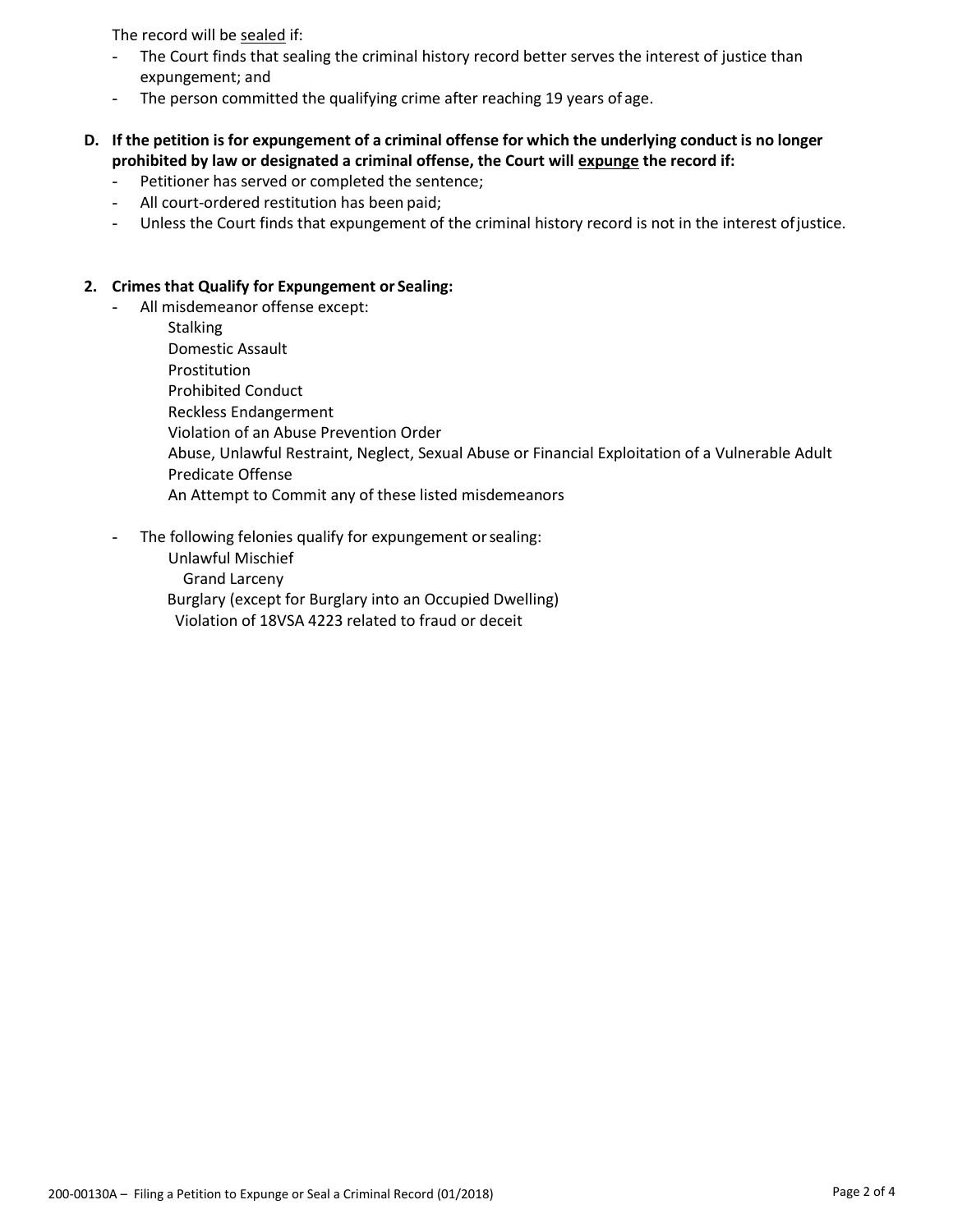The record will be <u>sealed</u> if:

- The Court finds that sealing the criminal history record better serves the interest of justice than expungement; and
- The person committed the qualifying crime after reaching 19 years of age.

**D. If the petition is for expungement of a criminal offense for which the underlying conduct is no longer prohibited by law or designated a criminal offense, the Court will <u>expunge</u> the record if:**

- Petitioner has served or completed the sentence;
- All court-ordered restitution has been paid;
- Unless the Court finds that expungement of the criminal history record is not in the interest of justice.

**2. Crimes that Qualify for Expungement or Sealing:**

- All misdemeanor offense except:
  - Stalking
  - Domestic Assault
  - Prostitution
  - Prohibited Conduct
  - Reckless Endangerment
  - Violation of an Abuse Prevention Order
  - Abuse, Unlawful Restraint, Neglect, Sexual Abuse or Financial Exploitation of a Vulnerable Adult
  - Predicate Offense
  - An Attempt to Commit any of these listed misdemeanors

- The following felonies qualify for expungement or sealing:
  - Unlawful Mischief
  - Grand Larceny
  - Burglary (except for Burglary into an Occupied Dwelling)
  - Violation of 18VSA 4223 related to fraud or deceit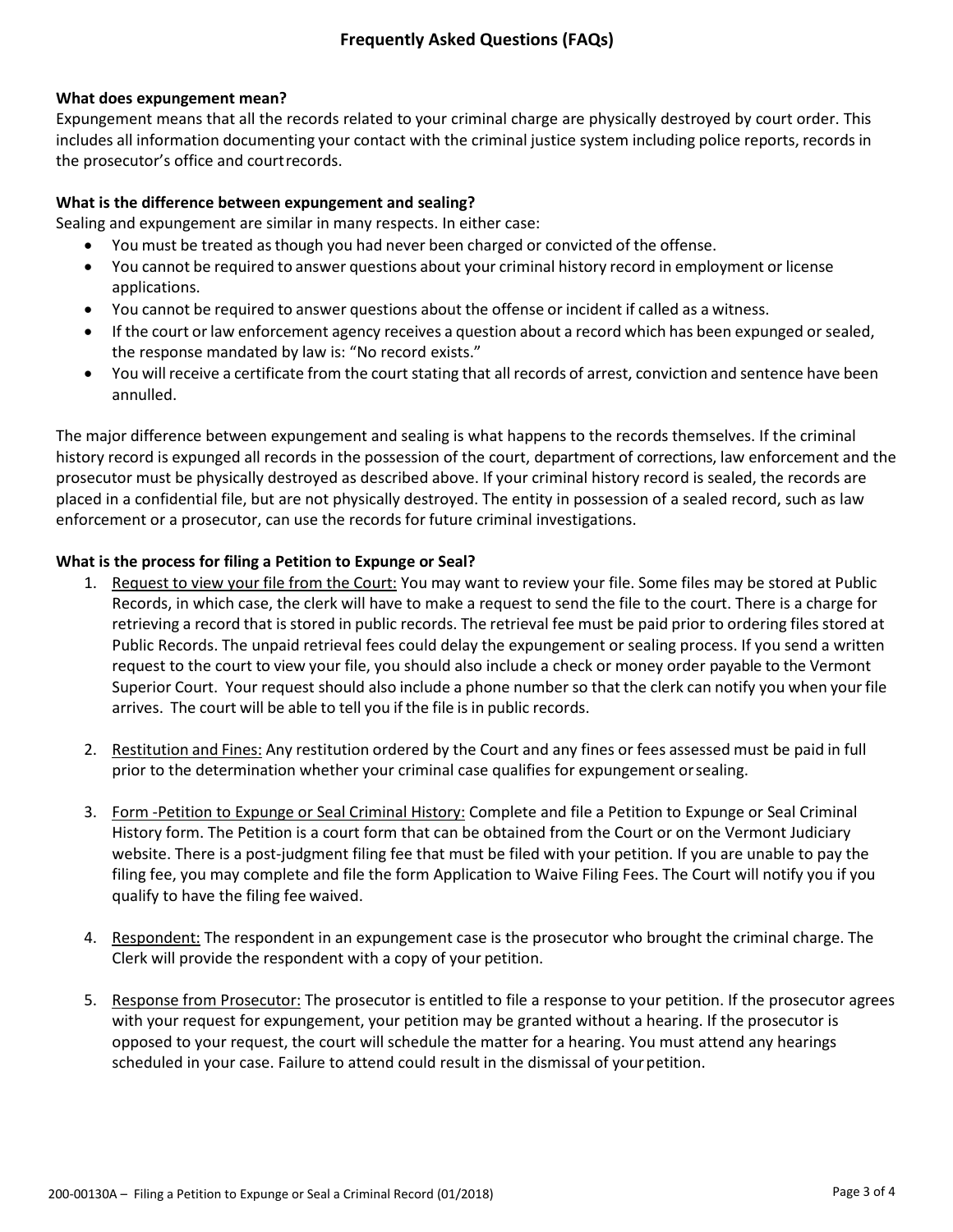## Frequently Asked Questions (FAQs)

**What does expungement mean?**

Expungement means that all the records related to your criminal charge are physically destroyed by court order. This includes all information documenting your contact with the criminal justice system including police reports, records in the prosecutor's office and court records.

**What is the difference between expungement and sealing?**

Sealing and expungement are similar in many respects. In either case:

- You must be treated as though you had never been charged or convicted of the offense.
- You cannot be required to answer questions about your criminal history record in employment or license applications.
- You cannot be required to answer questions about the offense or incident if called as a witness.
- If the court or law enforcement agency receives a question about a record which has been expunged or sealed, the response mandated by law is: "No record exists."
- You will receive a certificate from the court stating that all records of arrest, conviction and sentence have been annulled.

The major difference between expungement and sealing is what happens to the records themselves. If the criminal history record is expunged all records in the possession of the court, department of corrections, law enforcement and the prosecutor must be physically destroyed as described above. If your criminal history record is sealed, the records are placed in a confidential file, but are not physically destroyed. The entity in possession of a sealed record, such as law enforcement or a prosecutor, can use the records for future criminal investigations.

**What is the process for filing a Petition to Expunge or Seal?**

1. Request to view your file from the Court: You may want to review your file. Some files may be stored at Public Records, in which case, the clerk will have to make a request to send the file to the court. There is a charge for retrieving a record that is stored in public records. The retrieval fee must be paid prior to ordering files stored at Public Records. The unpaid retrieval fees could delay the expungement or sealing process. If you send a written request to the court to view your file, you should also include a check or money order payable to the Vermont Superior Court. Your request should also include a phone number so that the clerk can notify you when your file arrives. The court will be able to tell you if the file is in public records.

2. Restitution and Fines: Any restitution ordered by the Court and any fines or fees assessed must be paid in full prior to the determination whether your criminal case qualifies for expungement or sealing.

3. Form -Petition to Expunge or Seal Criminal History: Complete and file a Petition to Expunge or Seal Criminal History form. The Petition is a court form that can be obtained from the Court or on the Vermont Judiciary website. There is a post-judgment filing fee that must be filed with your petition. If you are unable to pay the filing fee, you may complete and file the form Application to Waive Filing Fees. The Court will notify you if you qualify to have the filing fee waived.

4. Respondent: The respondent in an expungement case is the prosecutor who brought the criminal charge. The Clerk will provide the respondent with a copy of your petition.

5. Response from Prosecutor: The prosecutor is entitled to file a response to your petition. If the prosecutor agrees with your request for expungement, your petition may be granted without a hearing. If the prosecutor is opposed to your request, the court will schedule the matter for a hearing. You must attend any hearings scheduled in your case. Failure to attend could result in the dismissal of your petition.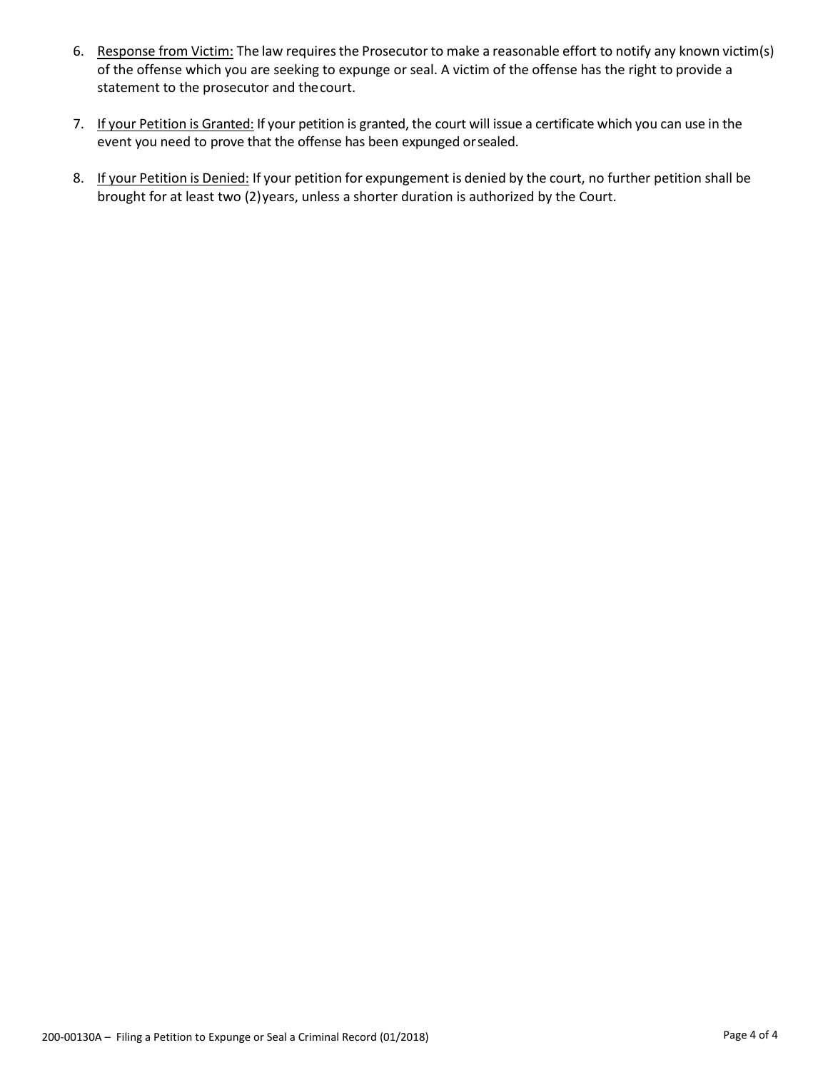6. Response from Victim: The law requires the Prosecutor to make a reasonable effort to notify any known victim(s) of the offense which you are seeking to expunge or seal. A victim of the offense has the right to provide a statement to the prosecutor and the court.

7. If your Petition is Granted: If your petition is granted, the court will issue a certificate which you can use in the event you need to prove that the offense has been expunged or sealed.

8. If your Petition is Denied: If your petition for expungement is denied by the court, no further petition shall be brought for at least two (2) years, unless a shorter duration is authorized by the Court.